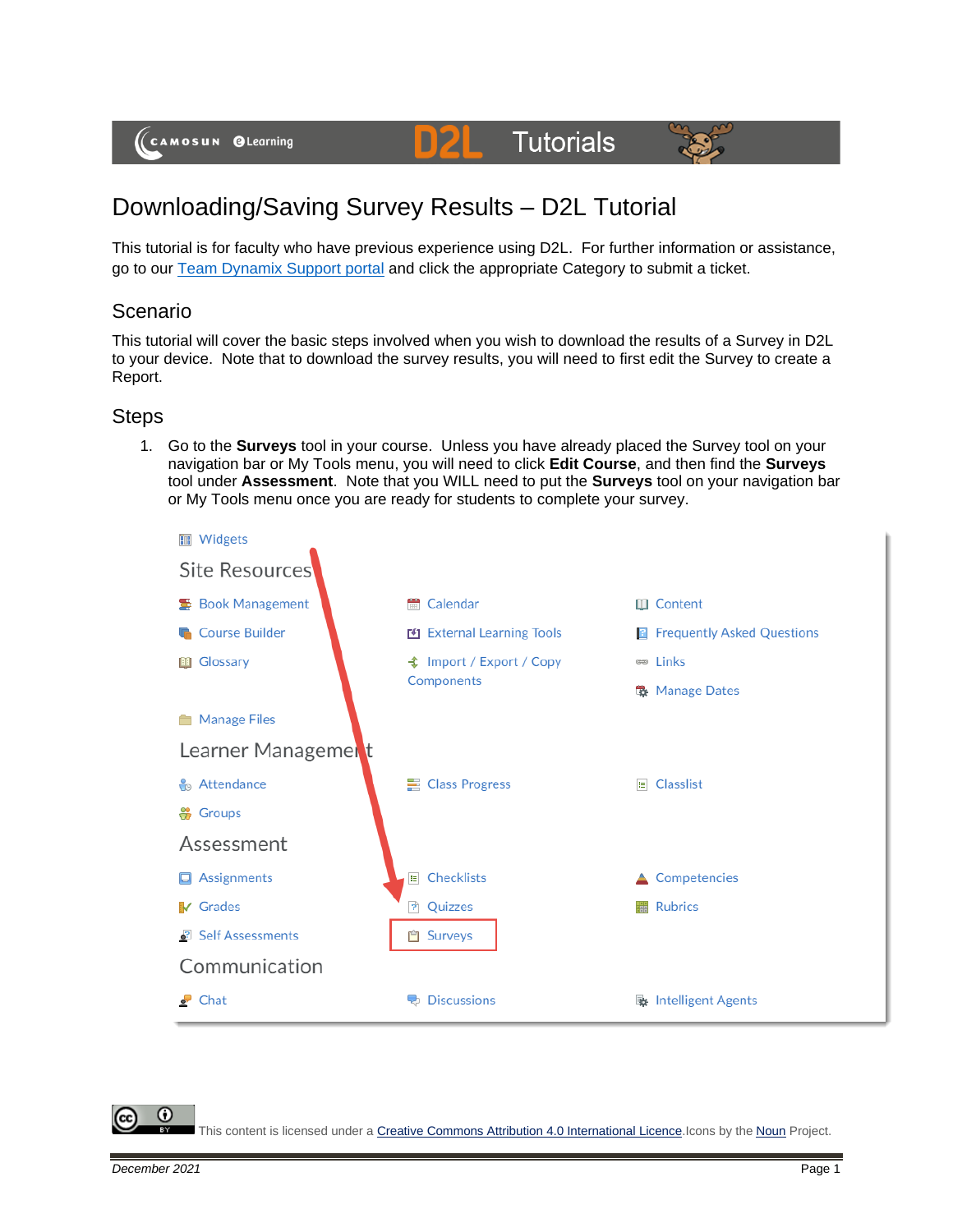# Downloading/Saving Survey Results – D2L Tutorial

This tutorial is for faculty who have previous experience using D2L. For further information or assistance, go to our Team Dynamix Support portal and click the appropriate Category to submit a ticket.

## Scenario

This tutorial will cover the basic steps involved when you wish to download the results of a Survey in D2L to your device. Note that to download the survey results, you will need to first edit the Survey to create a Report.

## Steps

1. Go to the **Surveys** tool in your course. Unless you have already placed the Survey tool on your navigation bar or My Tools menu, you will need to click **Edit Course**, and then find the **Surveys** tool under **Assessment**. Note that you WILL need to put the **Surveys** tool on your navigation bar or My Tools menu once you are ready for students to complete your survey.

Widgets

Site Resources

Book Management | Calendar | Content
Course Builder | External Learning Tools | Frequently Asked Questions
Glossary | Import / Export / Copy Components | Links
Manage Dates
Manage Files

Learner Management

Attendance | Class Progress | Classlist
Groups

Assessment

Assignments | Checklists | Competencies
Grades | Quizzes | Rubrics
Self Assessments | Surveys

Communication

Chat | Discussions | Intelligent Agents

This content is licensed under a Creative Commons Attribution 4.0 International Licence. Icons by the Noun Project.

December 2021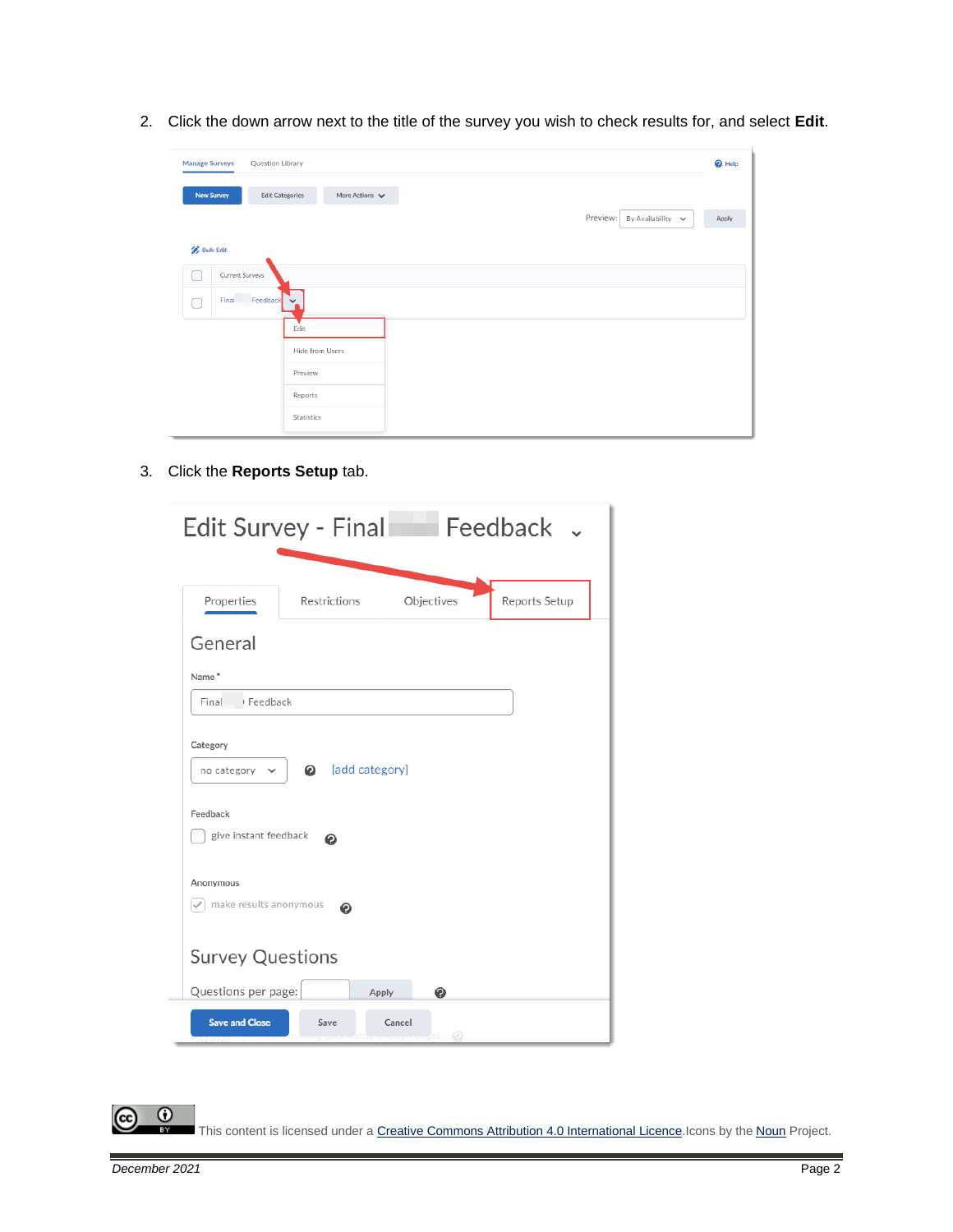2. Click the down arrow next to the title of the survey you wish to check results for, and select **Edit**.

3. Click the **Reports Setup** tab.

This content is licensed under a Creative Commons Attribution 4.0 International Licence. Icons by the Noun Project.

*December 2021*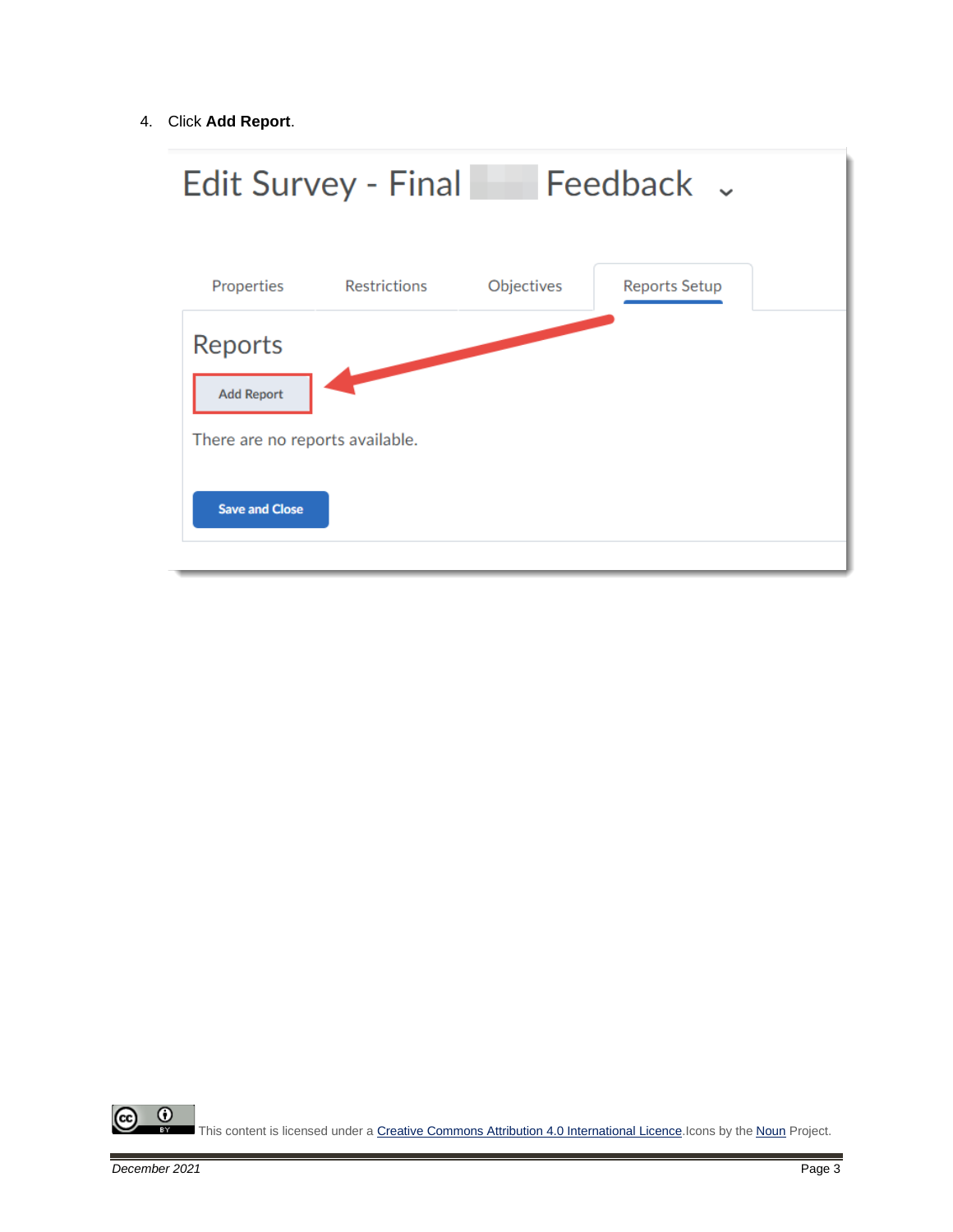4. Click **Add Report**.

This content is licensed under a [Creative Commons Attribution 4.0 International Licence](). Icons by the [Noun]() Project.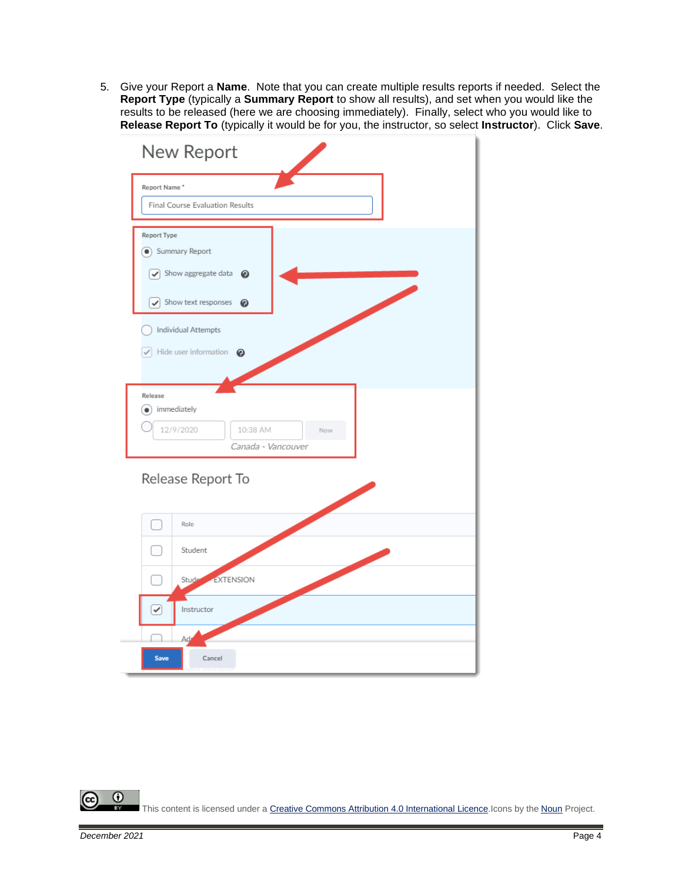5. Give your Report a **Name**. Note that you can create multiple results reports if needed. Select the **Report Type** (typically a **Summary Report** to show all results), and set when you would like the results to be released (here we are choosing immediately). Finally, select who you would like to **Release Report To** (typically it would be for you, the instructor, so select **Instructor**). Click **Save**.

This content is licensed under a Creative Commons Attribution 4.0 International Licence. Icons by the Noun Project.

December 2021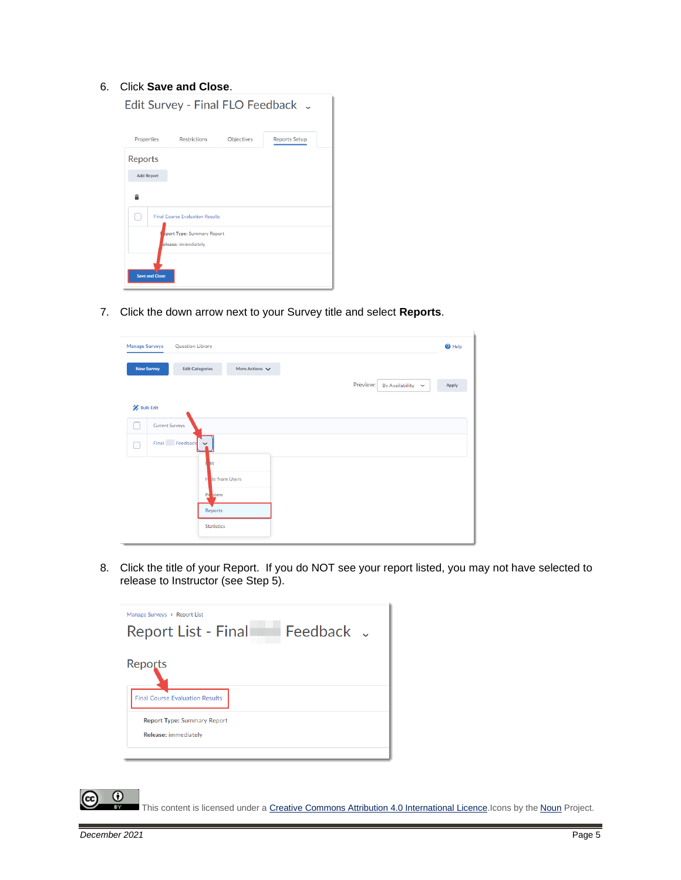6. Click **Save and Close**.

7. Click the down arrow next to your Survey title and select **Reports**.

8. Click the title of your Report.  If you do NOT see your report listed, you may not have selected to release to Instructor (see Step 5).

This content is licensed under a Creative Commons Attribution 4.0 International Licence. Icons by the Noun Project.

December 2021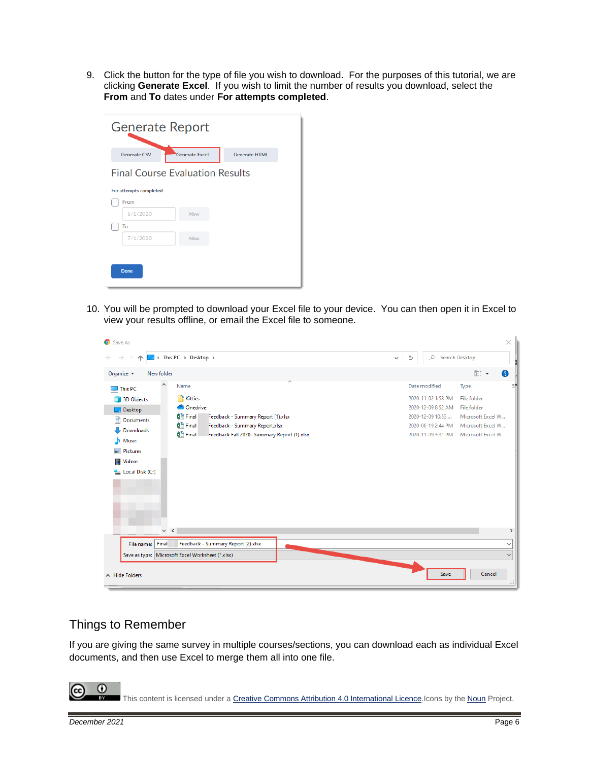9. Click the button for the type of file you wish to download. For the purposes of this tutorial, we are clicking **Generate Excel**. If you wish to limit the number of results you download, select the **From** and **To** dates under **For attempts completed**.

10. You will be prompted to download your Excel file to your device. You can then open it in Excel to view your results offline, or email the Excel file to someone.

## Things to Remember

If you are giving the same survey in multiple courses/sections, you can download each as individual Excel documents, and then use Excel to merge them all into one file.

This content is licensed under a Creative Commons Attribution 4.0 International Licence.Icons by the Noun Project.

December 2021